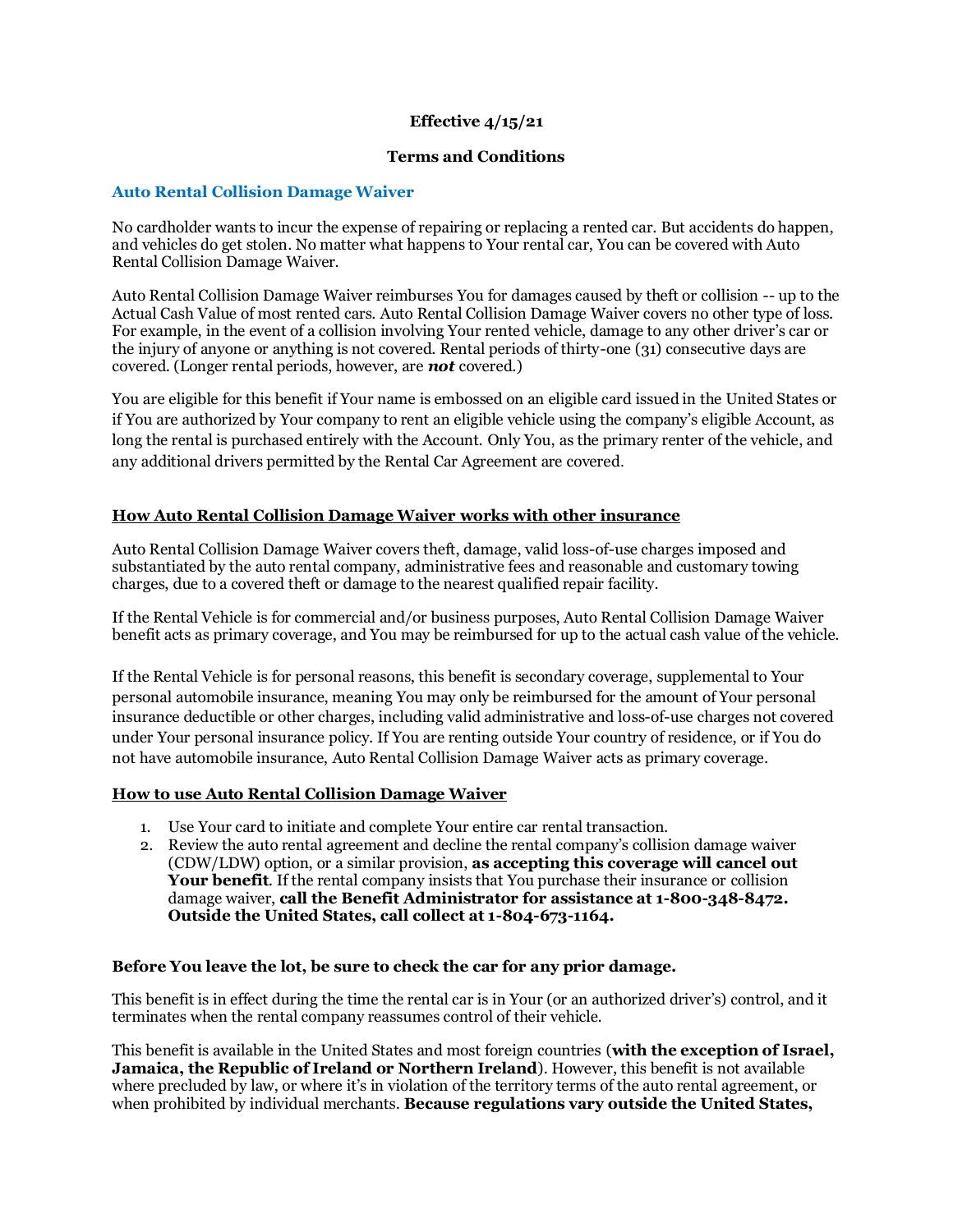**Effective 4/15/21**

**Terms and Conditions**

## Auto Rental Collision Damage Waiver

No cardholder wants to incur the expense of repairing or replacing a rented car. But accidents do happen, and vehicles do get stolen. No matter what happens to Your rental car, You can be covered with Auto Rental Collision Damage Waiver.

Auto Rental Collision Damage Waiver reimburses You for damages caused by theft or collision -- up to the Actual Cash Value of most rented cars. Auto Rental Collision Damage Waiver covers no other type of loss. For example, in the event of a collision involving Your rented vehicle, damage to any other driver's car or the injury of anyone or anything is not covered. Rental periods of thirty-one (31) consecutive days are covered. (Longer rental periods, however, are ***not*** covered.)

You are eligible for this benefit if Your name is embossed on an eligible card issued in the United States or if You are authorized by Your company to rent an eligible vehicle using the company's eligible Account, as long the rental is purchased entirely with the Account. Only You, as the primary renter of the vehicle, and any additional drivers permitted by the Rental Car Agreement are covered.

### How Auto Rental Collision Damage Waiver works with other insurance

Auto Rental Collision Damage Waiver covers theft, damage, valid loss-of-use charges imposed and substantiated by the auto rental company, administrative fees and reasonable and customary towing charges, due to a covered theft or damage to the nearest qualified repair facility.

If the Rental Vehicle is for commercial and/or business purposes, Auto Rental Collision Damage Waiver benefit acts as primary coverage, and You may be reimbursed for up to the actual cash value of the vehicle.

If the Rental Vehicle is for personal reasons, this benefit is secondary coverage, supplemental to Your personal automobile insurance, meaning You may only be reimbursed for the amount of Your personal insurance deductible or other charges, including valid administrative and loss-of-use charges not covered under Your personal insurance policy. If You are renting outside Your country of residence, or if You do not have automobile insurance, Auto Rental Collision Damage Waiver acts as primary coverage.

### How to use Auto Rental Collision Damage Waiver

1. Use Your card to initiate and complete Your entire car rental transaction.
2. Review the auto rental agreement and decline the rental company's collision damage waiver (CDW/LDW) option, or a similar provision, **as accepting this coverage will cancel out Your benefit**. If the rental company insists that You purchase their insurance or collision damage waiver, **call the Benefit Administrator for assistance at 1-800-348-8472. Outside the United States, call collect at 1-804-673-1164.**

**Before You leave the lot, be sure to check the car for any prior damage.**

This benefit is in effect during the time the rental car is in Your (or an authorized driver's) control, and it terminates when the rental company reassumes control of their vehicle.

This benefit is available in the United States and most foreign countries (**with the exception of Israel, Jamaica, the Republic of Ireland or Northern Ireland**). However, this benefit is not available where precluded by law, or where it's in violation of the territory terms of the auto rental agreement, or when prohibited by individual merchants. **Because regulations vary outside the United States,**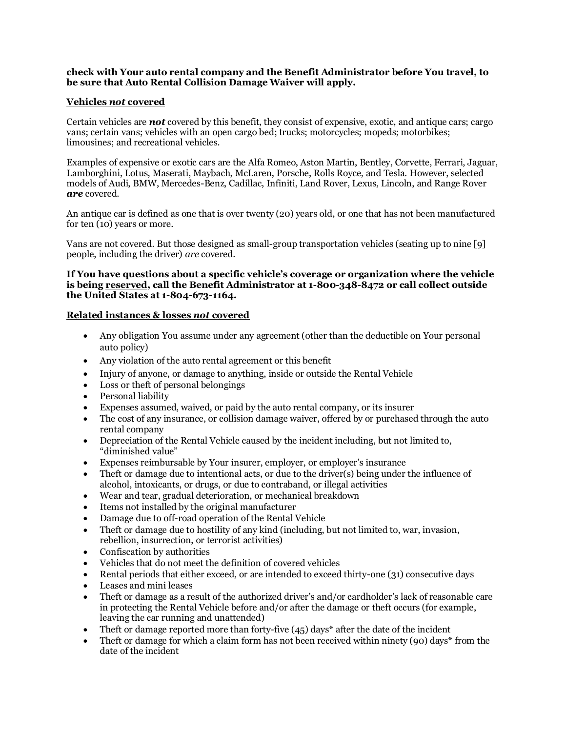**check with Your auto rental company and the Benefit Administrator before You travel, to be sure that Auto Rental Collision Damage Waiver will apply.**

**<u>Vehicles *not* covered</u>**

Certain vehicles are ***not*** covered by this benefit, they consist of expensive, exotic, and antique cars; cargo vans; certain vans; vehicles with an open cargo bed; trucks; motorcycles; mopeds; motorbikes; limousines; and recreational vehicles.

Examples of expensive or exotic cars are the Alfa Romeo, Aston Martin, Bentley, Corvette, Ferrari, Jaguar, Lamborghini, Lotus, Maserati, Maybach, McLaren, Porsche, Rolls Royce, and Tesla. However, selected models of Audi, BMW, Mercedes-Benz, Cadillac, Infiniti, Land Rover, Lexus, Lincoln, and Range Rover ***are*** covered.

An antique car is defined as one that is over twenty (20) years old, or one that has not been manufactured for ten (10) years or more.

Vans are not covered. But those designed as small-group transportation vehicles (seating up to nine [9] people, including the driver) *are* covered.

**If You have questions about a specific vehicle's coverage or organization where the vehicle is being <u>reserved</u>, call the Benefit Administrator at 1-800-348-8472 or call collect outside the United States at 1-804-673-1164.**

**<u>Related instances & losses *not* covered</u>**

- Any obligation You assume under any agreement (other than the deductible on Your personal auto policy)
- Any violation of the auto rental agreement or this benefit
- Injury of anyone, or damage to anything, inside or outside the Rental Vehicle
- Loss or theft of personal belongings
- Personal liability
- Expenses assumed, waived, or paid by the auto rental company, or its insurer
- The cost of any insurance, or collision damage waiver, offered by or purchased through the auto rental company
- Depreciation of the Rental Vehicle caused by the incident including, but not limited to, "diminished value"
- Expenses reimbursable by Your insurer, employer, or employer's insurance
- Theft or damage due to intentional acts, or due to the driver(s) being under the influence of alcohol, intoxicants, or drugs, or due to contraband, or illegal activities
- Wear and tear, gradual deterioration, or mechanical breakdown
- Items not installed by the original manufacturer
- Damage due to off-road operation of the Rental Vehicle
- Theft or damage due to hostility of any kind (including, but not limited to, war, invasion, rebellion, insurrection, or terrorist activities)
- Confiscation by authorities
- Vehicles that do not meet the definition of covered vehicles
- Rental periods that either exceed, or are intended to exceed thirty-one (31) consecutive days
- Leases and mini leases
- Theft or damage as a result of the authorized driver's and/or cardholder's lack of reasonable care in protecting the Rental Vehicle before and/or after the damage or theft occurs (for example, leaving the car running and unattended)
- Theft or damage reported more than forty-five (45) days* after the date of the incident
- Theft or damage for which a claim form has not been received within ninety (90) days* from the date of the incident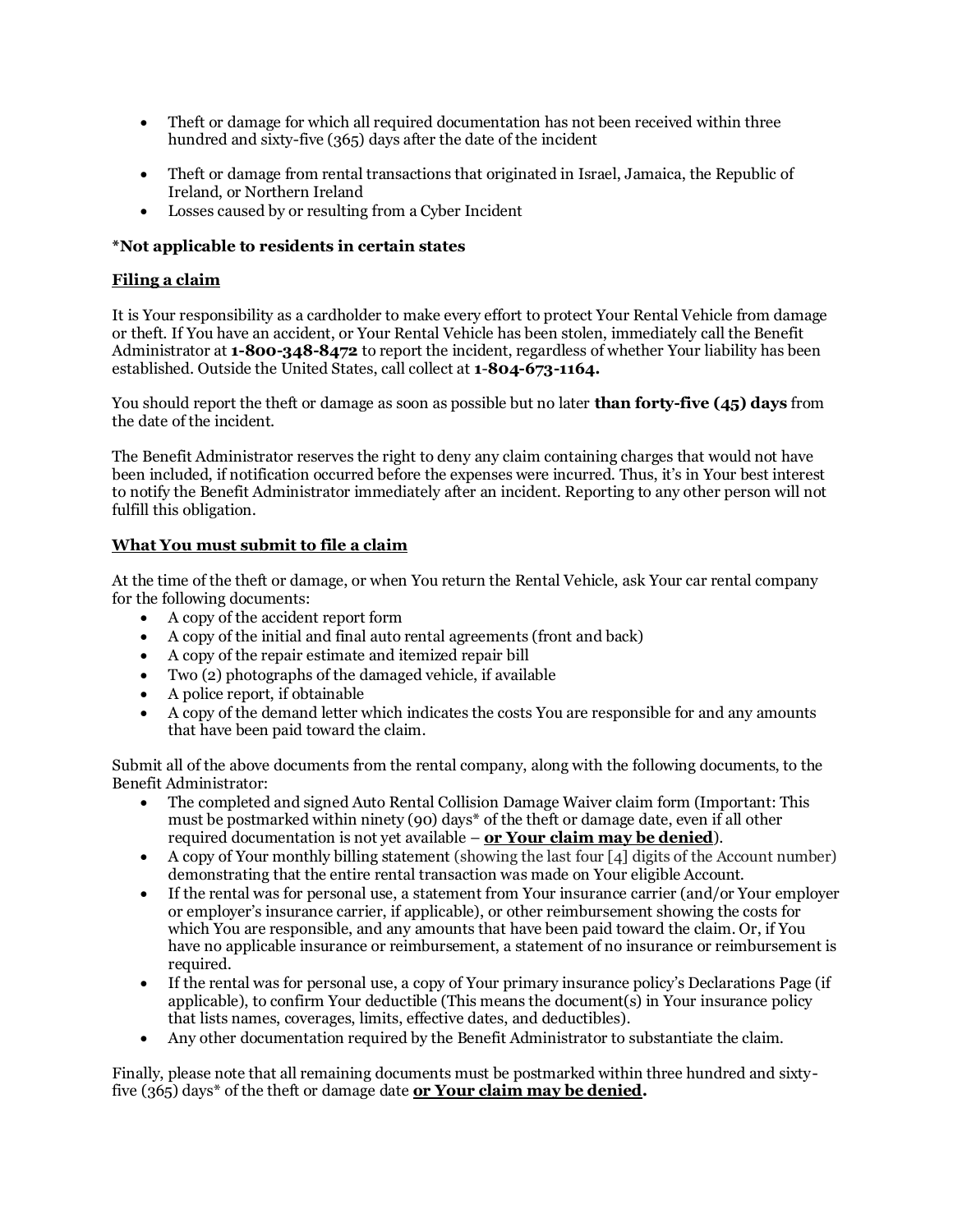- Theft or damage for which all required documentation has not been received within three hundred and sixty-five (365) days after the date of the incident

- Theft or damage from rental transactions that originated in Israel, Jamaica, the Republic of Ireland, or Northern Ireland
- Losses caused by or resulting from a Cyber Incident

**\*Not applicable to residents in certain states**

**<u>Filing a claim</u>**

It is Your responsibility as a cardholder to make every effort to protect Your Rental Vehicle from damage or theft. If You have an accident, or Your Rental Vehicle has been stolen, immediately call the Benefit Administrator at **1-800-348-8472** to report the incident, regardless of whether Your liability has been established. Outside the United States, call collect at **1-804-673-1164.**

You should report the theft or damage as soon as possible but no later **than forty-five (45) days** from the date of the incident.

The Benefit Administrator reserves the right to deny any claim containing charges that would not have been included, if notification occurred before the expenses were incurred. Thus, it's in Your best interest to notify the Benefit Administrator immediately after an incident. Reporting to any other person will not fulfill this obligation.

**<u>What You must submit to file a claim</u>**

At the time of the theft or damage, or when You return the Rental Vehicle, ask Your car rental company for the following documents:

- A copy of the accident report form
- A copy of the initial and final auto rental agreements (front and back)
- A copy of the repair estimate and itemized repair bill
- Two (2) photographs of the damaged vehicle, if available
- A police report, if obtainable
- A copy of the demand letter which indicates the costs You are responsible for and any amounts that have been paid toward the claim.

Submit all of the above documents from the rental company, along with the following documents, to the Benefit Administrator:

- The completed and signed Auto Rental Collision Damage Waiver claim form (Important: This must be postmarked within ninety (90) days* of the theft or damage date, even if all other required documentation is not yet available – **<u>or Your claim may be denied</u>**).
- A copy of Your monthly billing statement (showing the last four [4] digits of the Account number) demonstrating that the entire rental transaction was made on Your eligible Account.
- If the rental was for personal use, a statement from Your insurance carrier (and/or Your employer or employer's insurance carrier, if applicable), or other reimbursement showing the costs for which You are responsible, and any amounts that have been paid toward the claim. Or, if You have no applicable insurance or reimbursement, a statement of no insurance or reimbursement is required.
- If the rental was for personal use, a copy of Your primary insurance policy's Declarations Page (if applicable), to confirm Your deductible (This means the document(s) in Your insurance policy that lists names, coverages, limits, effective dates, and deductibles).
- Any other documentation required by the Benefit Administrator to substantiate the claim.

Finally, please note that all remaining documents must be postmarked within three hundred and sixty-five (365) days* of the theft or damage date **<u>or Your claim may be denied</u>.**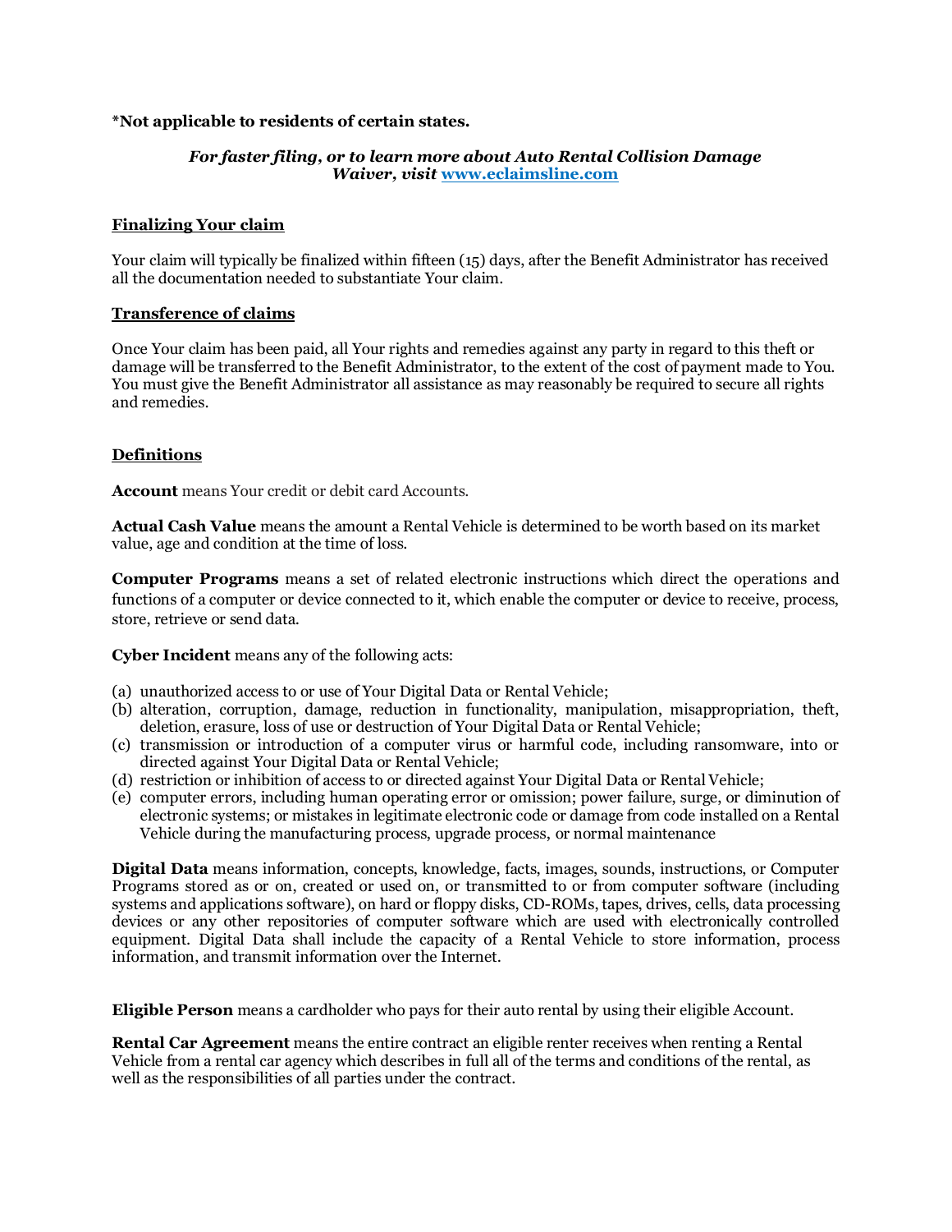**\*Not applicable to residents of certain states.**

***For faster filing, or to learn more about Auto Rental Collision Damage Waiver, visit [www.eclaimsline.com](www.eclaimsline.com)***

**<u>Finalizing Your claim</u>**

Your claim will typically be finalized within fifteen (15) days, after the Benefit Administrator has received all the documentation needed to substantiate Your claim.

**<u>Transference of claims</u>**

Once Your claim has been paid, all Your rights and remedies against any party in regard to this theft or damage will be transferred to the Benefit Administrator, to the extent of the cost of payment made to You. You must give the Benefit Administrator all assistance as may reasonably be required to secure all rights and remedies.

**<u>Definitions</u>**

**Account** means Your credit or debit card Accounts.

**Actual Cash Value** means the amount a Rental Vehicle is determined to be worth based on its market value, age and condition at the time of loss.

**Computer Programs** means a set of related electronic instructions which direct the operations and functions of a computer or device connected to it, which enable the computer or device to receive, process, store, retrieve or send data.

**Cyber Incident** means any of the following acts:

(a) unauthorized access to or use of Your Digital Data or Rental Vehicle;
(b) alteration, corruption, damage, reduction in functionality, manipulation, misappropriation, theft, deletion, erasure, loss of use or destruction of Your Digital Data or Rental Vehicle;
(c) transmission or introduction of a computer virus or harmful code, including ransomware, into or directed against Your Digital Data or Rental Vehicle;
(d) restriction or inhibition of access to or directed against Your Digital Data or Rental Vehicle;
(e) computer errors, including human operating error or omission; power failure, surge, or diminution of electronic systems; or mistakes in legitimate electronic code or damage from code installed on a Rental Vehicle during the manufacturing process, upgrade process, or normal maintenance

**Digital Data** means information, concepts, knowledge, facts, images, sounds, instructions, or Computer Programs stored as or on, created or used on, or transmitted to or from computer software (including systems and applications software), on hard or floppy disks, CD-ROMs, tapes, drives, cells, data processing devices or any other repositories of computer software which are used with electronically controlled equipment. Digital Data shall include the capacity of a Rental Vehicle to store information, process information, and transmit information over the Internet.

**Eligible Person** means a cardholder who pays for their auto rental by using their eligible Account.

**Rental Car Agreement** means the entire contract an eligible renter receives when renting a Rental Vehicle from a rental car agency which describes in full all of the terms and conditions of the rental, as well as the responsibilities of all parties under the contract.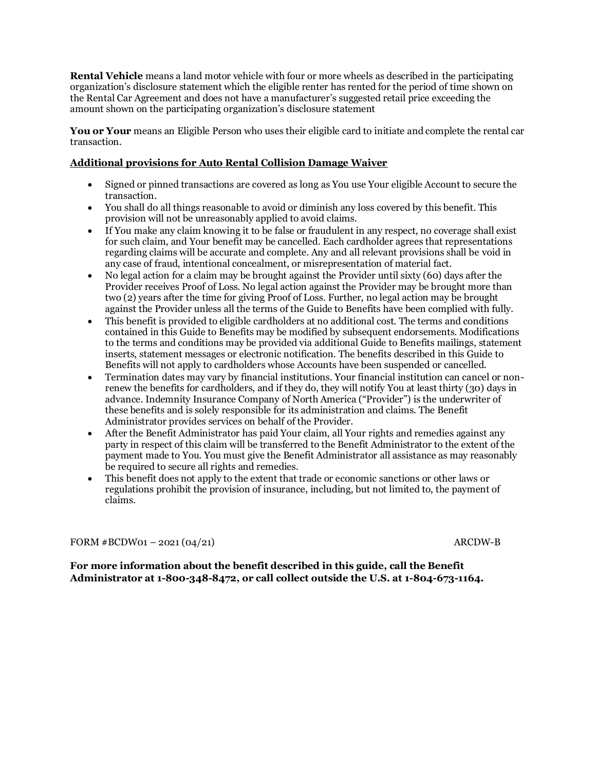**Rental Vehicle** means a land motor vehicle with four or more wheels as described in the participating organization's disclosure statement which the eligible renter has rented for the period of time shown on the Rental Car Agreement and does not have a manufacturer's suggested retail price exceeding the amount shown on the participating organization's disclosure statement

**You or Your** means an Eligible Person who uses their eligible card to initiate and complete the rental car transaction.

**Additional provisions for Auto Rental Collision Damage Waiver**

- Signed or pinned transactions are covered as long as You use Your eligible Account to secure the transaction.
- You shall do all things reasonable to avoid or diminish any loss covered by this benefit. This provision will not be unreasonably applied to avoid claims.
- If You make any claim knowing it to be false or fraudulent in any respect, no coverage shall exist for such claim, and Your benefit may be cancelled. Each cardholder agrees that representations regarding claims will be accurate and complete. Any and all relevant provisions shall be void in any case of fraud, intentional concealment, or misrepresentation of material fact.
- No legal action for a claim may be brought against the Provider until sixty (60) days after the Provider receives Proof of Loss. No legal action against the Provider may be brought more than two (2) years after the time for giving Proof of Loss. Further, no legal action may be brought against the Provider unless all the terms of the Guide to Benefits have been complied with fully.
- This benefit is provided to eligible cardholders at no additional cost. The terms and conditions contained in this Guide to Benefits may be modified by subsequent endorsements. Modifications to the terms and conditions may be provided via additional Guide to Benefits mailings, statement inserts, statement messages or electronic notification. The benefits described in this Guide to Benefits will not apply to cardholders whose Accounts have been suspended or cancelled.
- Termination dates may vary by financial institutions. Your financial institution can cancel or non-renew the benefits for cardholders, and if they do, they will notify You at least thirty (30) days in advance. Indemnity Insurance Company of North America ("Provider") is the underwriter of these benefits and is solely responsible for its administration and claims. The Benefit Administrator provides services on behalf of the Provider.
- After the Benefit Administrator has paid Your claim, all Your rights and remedies against any party in respect of this claim will be transferred to the Benefit Administrator to the extent of the payment made to You. You must give the Benefit Administrator all assistance as may reasonably be required to secure all rights and remedies.
- This benefit does not apply to the extent that trade or economic sanctions or other laws or regulations prohibit the provision of insurance, including, but not limited to, the payment of claims.

FORM #BCDW01 – 2021 (04/21) ARCDW-B

**For more information about the benefit described in this guide, call the Benefit Administrator at 1-800-348-8472, or call collect outside the U.S. at 1-804-673-1164.**